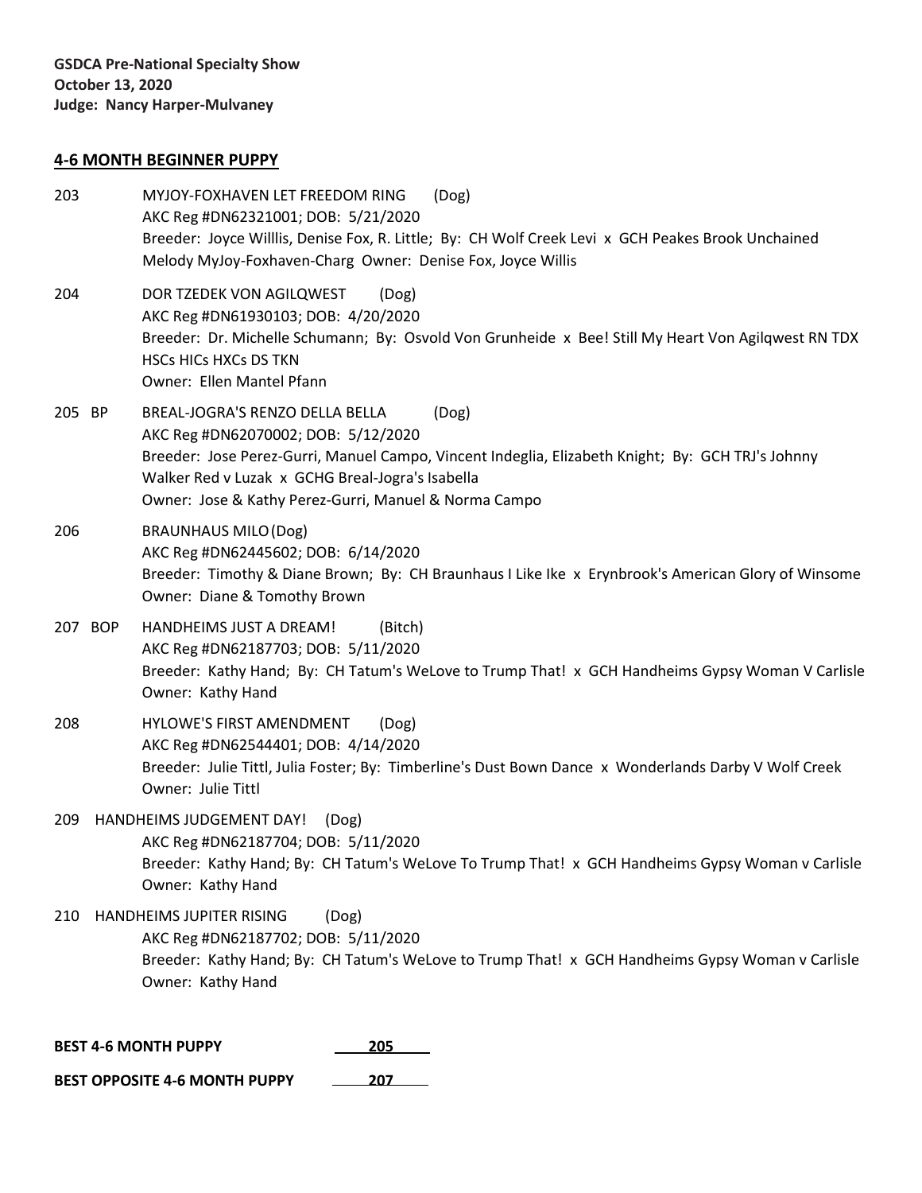**GSDCA Pre-National Specialty Show**
**October 13, 2020**
**Judge: Nancy Harper-Mulvaney**

## 4-6 MONTH BEGINNER PUPPY

203 MYJOY-FOXHAVEN LET FREEDOM RING (Dog)
AKC Reg #DN62321001; DOB: 5/21/2020
Breeder: Joyce Willlis, Denise Fox, R. Little; By: CH Wolf Creek Levi x GCH Peakes Brook Unchained Melody MyJoy-Foxhaven-Charg Owner: Denise Fox, Joyce Willis

204 DOR TZEDEK VON AGILQWEST (Dog)
AKC Reg #DN61930103; DOB: 4/20/2020
Breeder: Dr. Michelle Schumann; By: Osvold Von Grunheide x Bee! Still My Heart Von Agilqwest RN TDX HSCs HICs HXCs DS TKN
Owner: Ellen Mantel Pfann

205 BP BREAL-JOGRA'S RENZO DELLA BELLA (Dog)
AKC Reg #DN62070002; DOB: 5/12/2020
Breeder: Jose Perez-Gurri, Manuel Campo, Vincent Indeglia, Elizabeth Knight; By: GCH TRJ's Johnny Walker Red v Luzak x GCHG Breal-Jogra's Isabella
Owner: Jose & Kathy Perez-Gurri, Manuel & Norma Campo

206 BRAUNHAUS MILO (Dog)
AKC Reg #DN62445602; DOB: 6/14/2020
Breeder: Timothy & Diane Brown; By: CH Braunhaus I Like Ike x Erynbrook's American Glory of Winsome
Owner: Diane & Tomothy Brown

207 BOP HANDHEIMS JUST A DREAM! (Bitch)
AKC Reg #DN62187703; DOB: 5/11/2020
Breeder: Kathy Hand; By: CH Tatum's WeLove to Trump That! x GCH Handheims Gypsy Woman V Carlisle
Owner: Kathy Hand

208 HYLOWE'S FIRST AMENDMENT (Dog)
AKC Reg #DN62544401; DOB: 4/14/2020
Breeder: Julie Tittl, Julia Foster; By: Timberline's Dust Bown Dance x Wonderlands Darby V Wolf Creek
Owner: Julie Tittl

209 HANDHEIMS JUDGEMENT DAY! (Dog)
AKC Reg #DN62187704; DOB: 5/11/2020
Breeder: Kathy Hand; By: CH Tatum's WeLove To Trump That! x GCH Handheims Gypsy Woman v Carlisle
Owner: Kathy Hand

210 HANDHEIMS JUPITER RISING (Dog)
AKC Reg #DN62187702; DOB: 5/11/2020
Breeder: Kathy Hand; By: CH Tatum's WeLove to Trump That! x GCH Handheims Gypsy Woman v Carlisle
Owner: Kathy Hand

**BEST 4-6 MONTH PUPPY** 205

**BEST OPPOSITE 4-6 MONTH PUPPY** 207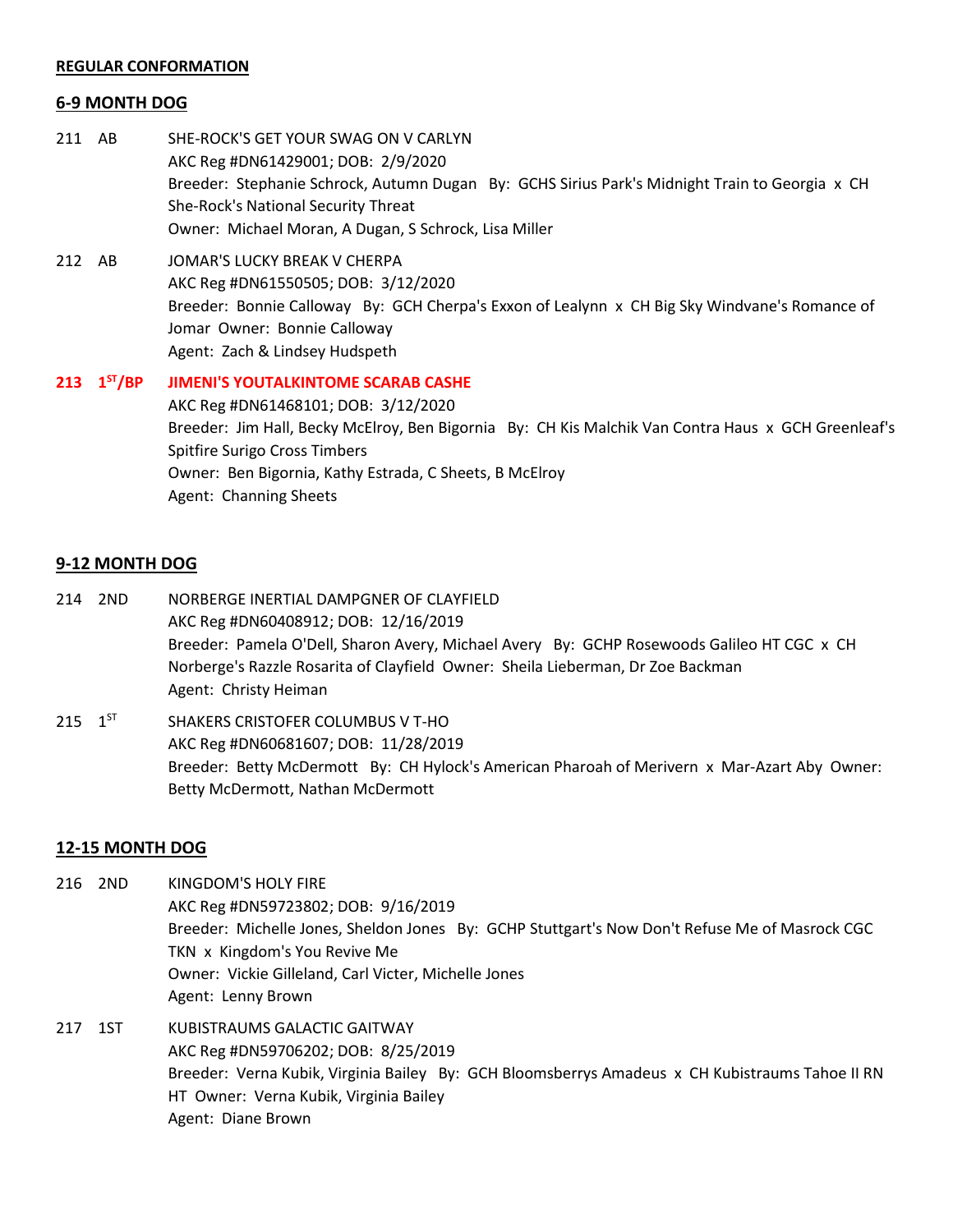**REGULAR CONFORMATION**

## 6-9 MONTH DOG

211 AB SHE-ROCK'S GET YOUR SWAG ON V CARLYN
AKC Reg #DN61429001; DOB: 2/9/2020
Breeder: Stephanie Schrock, Autumn Dugan By: GCHS Sirius Park's Midnight Train to Georgia x CH She-Rock's National Security Threat
Owner: Michael Moran, A Dugan, S Schrock, Lisa Miller

212 AB JOMAR'S LUCKY BREAK V CHERPA
AKC Reg #DN61550505; DOB: 3/12/2020
Breeder: Bonnie Calloway By: GCH Cherpa's Exxon of Lealynn x CH Big Sky Windvane's Romance of Jomar Owner: Bonnie Calloway
Agent: Zach & Lindsey Hudspeth

**213 1ST/BP JIMENI'S YOUTALKINTOME SCARAB CASHE**
AKC Reg #DN61468101; DOB: 3/12/2020
Breeder: Jim Hall, Becky McElroy, Ben Bigornia By: CH Kis Malchik Van Contra Haus x GCH Greenleaf's Spitfire Surigo Cross Timbers
Owner: Ben Bigornia, Kathy Estrada, C Sheets, B McElroy
Agent: Channing Sheets

## 9-12 MONTH DOG

214 2ND NORBERGE INERTIAL DAMPGNER OF CLAYFIELD
AKC Reg #DN60408912; DOB: 12/16/2019
Breeder: Pamela O'Dell, Sharon Avery, Michael Avery By: GCHP Rosewoods Galileo HT CGC x CH Norberge's Razzle Rosarita of Clayfield Owner: Sheila Lieberman, Dr Zoe Backman
Agent: Christy Heiman

215 1ST SHAKERS CRISTOFER COLUMBUS V T-HO
AKC Reg #DN60681607; DOB: 11/28/2019
Breeder: Betty McDermott By: CH Hylock's American Pharoah of Merivern x Mar-Azart Aby Owner: Betty McDermott, Nathan McDermott

## 12-15 MONTH DOG

216 2ND KINGDOM'S HOLY FIRE
AKC Reg #DN59723802; DOB: 9/16/2019
Breeder: Michelle Jones, Sheldon Jones By: GCHP Stuttgart's Now Don't Refuse Me of Masrock CGC TKN x Kingdom's You Revive Me
Owner: Vickie Gilleland, Carl Victer, Michelle Jones
Agent: Lenny Brown

217 1ST KUBISTRAUMS GALACTIC GAITWAY
AKC Reg #DN59706202; DOB: 8/25/2019
Breeder: Verna Kubik, Virginia Bailey By: GCH Bloomsberrys Amadeus x CH Kubistraums Tahoe II RN HT Owner: Verna Kubik, Virginia Bailey
Agent: Diane Brown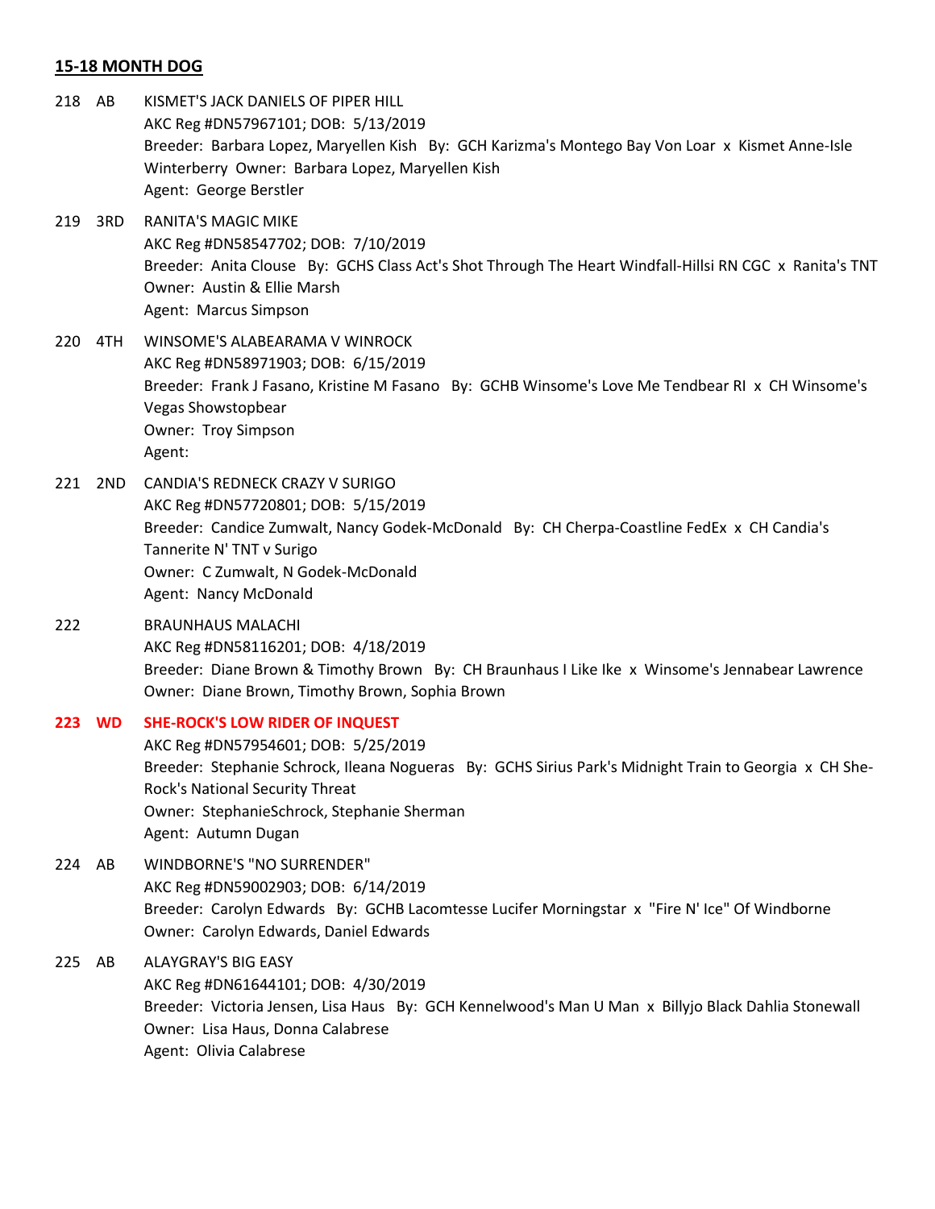## 15-18 MONTH DOG

218 AB KISMET'S JACK DANIELS OF PIPER HILL
AKC Reg #DN57967101; DOB: 5/13/2019
Breeder: Barbara Lopez, Maryellen Kish By: GCH Karizma's Montego Bay Von Loar x Kismet Anne-Isle Winterberry Owner: Barbara Lopez, Maryellen Kish
Agent: George Berstler

219 3RD RANITA'S MAGIC MIKE
AKC Reg #DN58547702; DOB: 7/10/2019
Breeder: Anita Clouse By: GCHS Class Act's Shot Through The Heart Windfall-Hillsi RN CGC x Ranita's TNT
Owner: Austin & Ellie Marsh
Agent: Marcus Simpson

220 4TH WINSOME'S ALABEARAMA V WINROCK
AKC Reg #DN58971903; DOB: 6/15/2019
Breeder: Frank J Fasano, Kristine M Fasano By: GCHB Winsome's Love Me Tendbear RI x CH Winsome's Vegas Showstopbear
Owner: Troy Simpson
Agent:

221 2ND CANDIA'S REDNECK CRAZY V SURIGO
AKC Reg #DN57720801; DOB: 5/15/2019
Breeder: Candice Zumwalt, Nancy Godek-McDonald By: CH Cherpa-Coastline FedEx x CH Candia's Tannerite N' TNT v Surigo
Owner: C Zumwalt, N Godek-McDonald
Agent: Nancy McDonald

222 BRAUNHAUS MALACHI
AKC Reg #DN58116201; DOB: 4/18/2019
Breeder: Diane Brown & Timothy Brown By: CH Braunhaus I Like Ike x Winsome's Jennabear Lawrence
Owner: Diane Brown, Timothy Brown, Sophia Brown

**223 WD SHE-ROCK'S LOW RIDER OF INQUEST**
AKC Reg #DN57954601; DOB: 5/25/2019
Breeder: Stephanie Schrock, Ileana Nogueras By: GCHS Sirius Park's Midnight Train to Georgia x CH She-Rock's National Security Threat
Owner: StephanieSchrock, Stephanie Sherman
Agent: Autumn Dugan

224 AB WINDBORNE'S "NO SURRENDER"
AKC Reg #DN59002903; DOB: 6/14/2019
Breeder: Carolyn Edwards By: GCHB Lacomtesse Lucifer Morningstar x "Fire N' Ice" Of Windborne
Owner: Carolyn Edwards, Daniel Edwards

225 AB ALAYGRAY'S BIG EASY
AKC Reg #DN61644101; DOB: 4/30/2019
Breeder: Victoria Jensen, Lisa Haus By: GCH Kennelwood's Man U Man x Billyjo Black Dahlia Stonewall
Owner: Lisa Haus, Donna Calabrese
Agent: Olivia Calabrese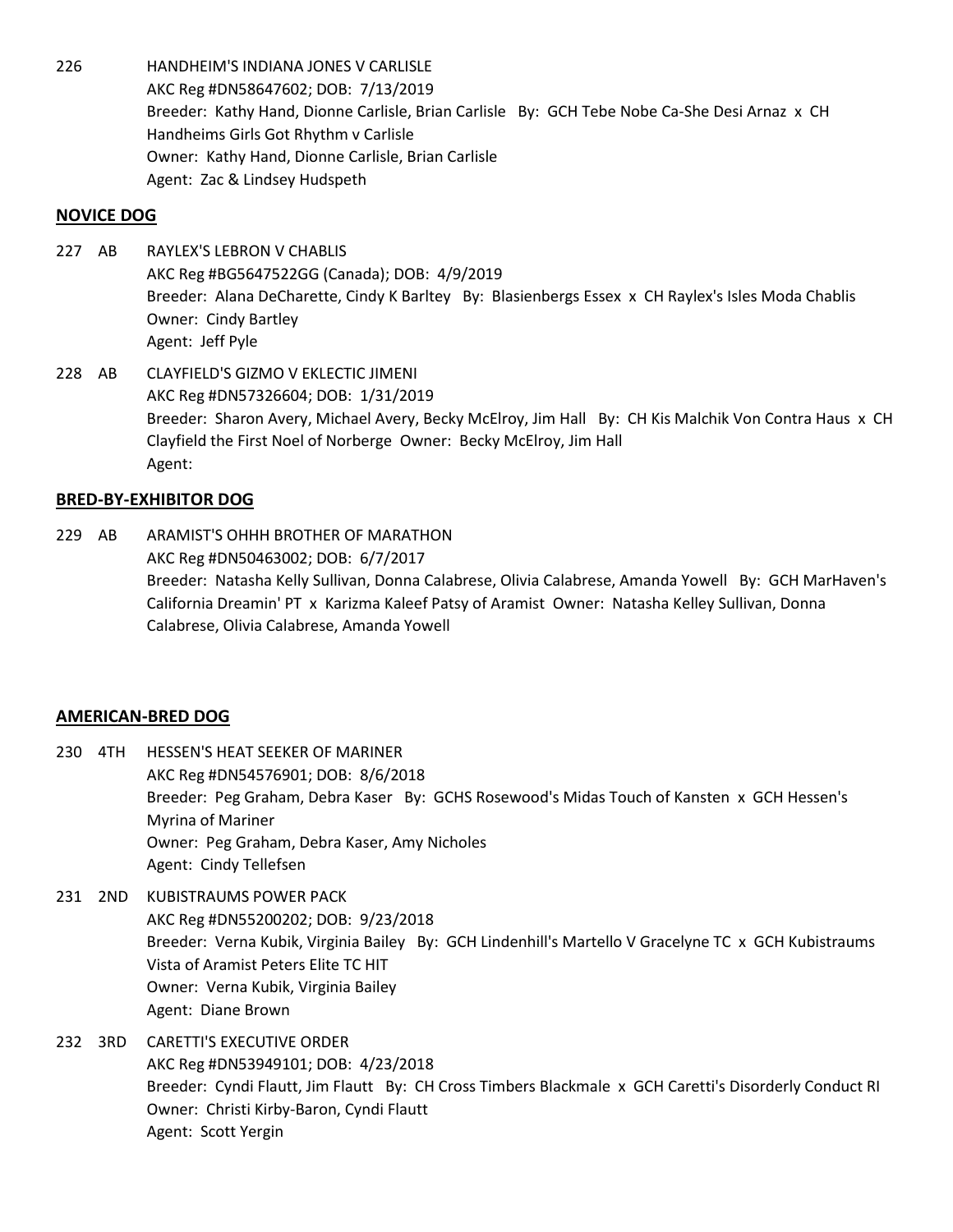226 HANDHEIM'S INDIANA JONES V CARLISLE
AKC Reg #DN58647602; DOB: 7/13/2019
Breeder: Kathy Hand, Dionne Carlisle, Brian Carlisle By: GCH Tebe Nobe Ca-She Desi Arnaz x CH Handheims Girls Got Rhythm v Carlisle
Owner: Kathy Hand, Dionne Carlisle, Brian Carlisle
Agent: Zac & Lindsey Hudspeth

## NOVICE DOG

227 AB RAYLEX'S LEBRON V CHABLIS
AKC Reg #BG5647522GG (Canada); DOB: 4/9/2019
Breeder: Alana DeCharette, Cindy K Barltey By: Blasienbergs Essex x CH Raylex's Isles Moda Chablis
Owner: Cindy Bartley
Agent: Jeff Pyle

228 AB CLAYFIELD'S GIZMO V EKLECTIC JIMENI
AKC Reg #DN57326604; DOB: 1/31/2019
Breeder: Sharon Avery, Michael Avery, Becky McElroy, Jim Hall By: CH Kis Malchik Von Contra Haus x CH Clayfield the First Noel of Norberge Owner: Becky McElroy, Jim Hall
Agent:

## BRED-BY-EXHIBITOR DOG

229 AB ARAMIST'S OHHH BROTHER OF MARATHON
AKC Reg #DN50463002; DOB: 6/7/2017
Breeder: Natasha Kelly Sullivan, Donna Calabrese, Olivia Calabrese, Amanda Yowell By: GCH MarHaven's California Dreamin' PT x Karizma Kaleef Patsy of Aramist Owner: Natasha Kelley Sullivan, Donna Calabrese, Olivia Calabrese, Amanda Yowell

## AMERICAN-BRED DOG

230 4TH HESSEN'S HEAT SEEKER OF MARINER
AKC Reg #DN54576901; DOB: 8/6/2018
Breeder: Peg Graham, Debra Kaser By: GCHS Rosewood's Midas Touch of Kansten x GCH Hessen's Myrina of Mariner
Owner: Peg Graham, Debra Kaser, Amy Nicholes
Agent: Cindy Tellefsen

231 2ND KUBISTRAUMS POWER PACK
AKC Reg #DN55200202; DOB: 9/23/2018
Breeder: Verna Kubik, Virginia Bailey By: GCH Lindenhill's Martello V Gracelyne TC x GCH Kubistraums Vista of Aramist Peters Elite TC HIT
Owner: Verna Kubik, Virginia Bailey
Agent: Diane Brown

232 3RD CARETTI'S EXECUTIVE ORDER
AKC Reg #DN53949101; DOB: 4/23/2018
Breeder: Cyndi Flautt, Jim Flautt By: CH Cross Timbers Blackmale x GCH Caretti's Disorderly Conduct RI
Owner: Christi Kirby-Baron, Cyndi Flautt
Agent: Scott Yergin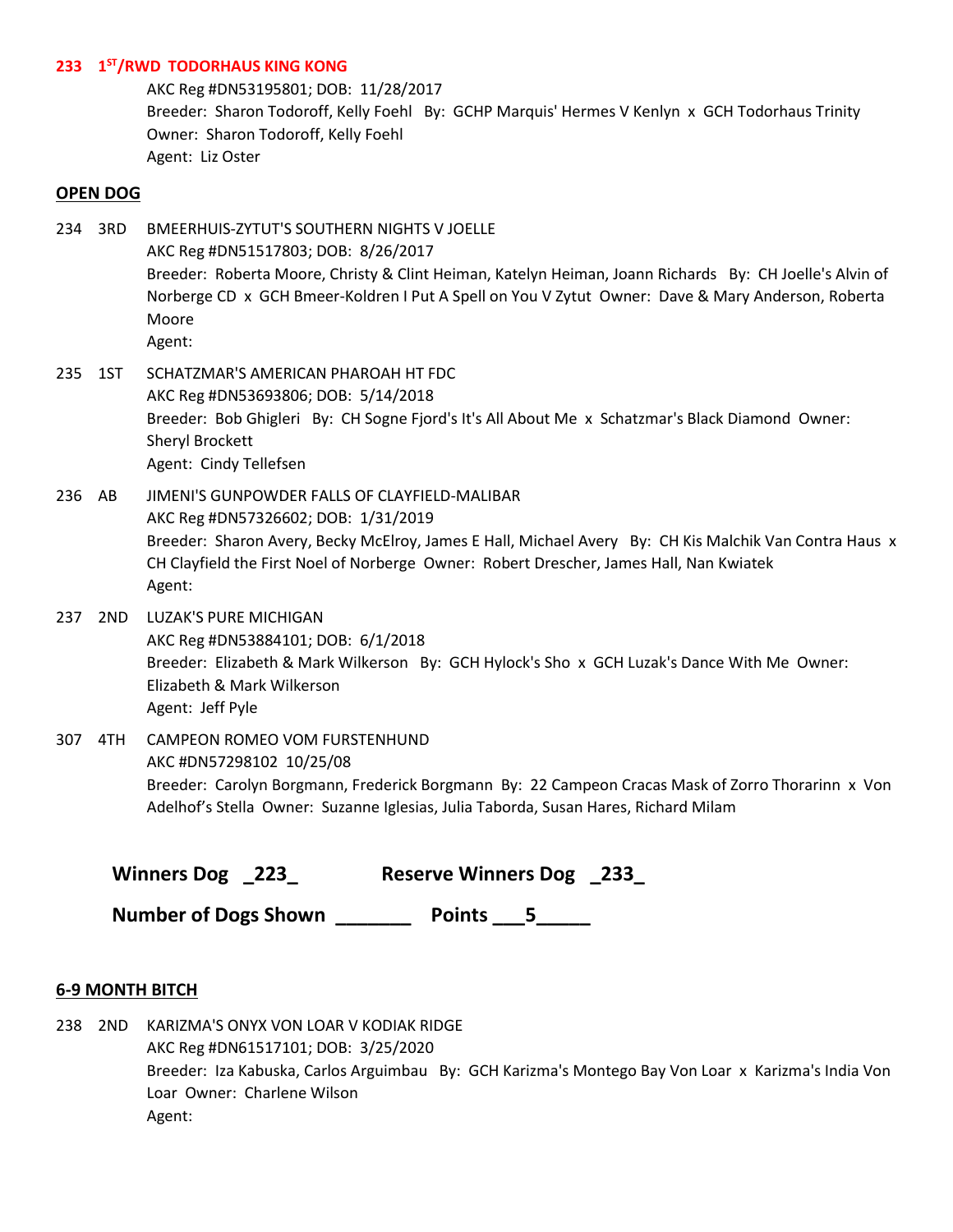**233 1[ST]/RWD TODORHAUS KING KONG**

AKC Reg #DN53195801; DOB: 11/28/2017
Breeder: Sharon Todoroff, Kelly Foehl By: GCHP Marquis' Hermes V Kenlyn x GCH Todorhaus Trinity
Owner: Sharon Todoroff, Kelly Foehl
Agent: Liz Oster

**OPEN DOG**

234 3RD BMEERHUIS-ZYTUT'S SOUTHERN NIGHTS V JOELLE
AKC Reg #DN51517803; DOB: 8/26/2017
Breeder: Roberta Moore, Christy & Clint Heiman, Katelyn Heiman, Joann Richards By: CH Joelle's Alvin of Norberge CD x GCH Bmeer-Koldren I Put A Spell on You V Zytut Owner: Dave & Mary Anderson, Roberta Moore
Agent:

235 1ST SCHATZMAR'S AMERICAN PHAROAH HT FDC
AKC Reg #DN53693806; DOB: 5/14/2018
Breeder: Bob Ghigleri By: CH Sogne Fjord's It's All About Me x Schatzmar's Black Diamond Owner: Sheryl Brockett
Agent: Cindy Tellefsen

236 AB JIMENI'S GUNPOWDER FALLS OF CLAYFIELD-MALIBAR
AKC Reg #DN57326602; DOB: 1/31/2019
Breeder: Sharon Avery, Becky McElroy, James E Hall, Michael Avery By: CH Kis Malchik Van Contra Haus x CH Clayfield the First Noel of Norberge Owner: Robert Drescher, James Hall, Nan Kwiatek
Agent:

237 2ND LUZAK'S PURE MICHIGAN
AKC Reg #DN53884101; DOB: 6/1/2018
Breeder: Elizabeth & Mark Wilkerson By: GCH Hylock's Sho x GCH Luzak's Dance With Me Owner: Elizabeth & Mark Wilkerson
Agent: Jeff Pyle

307 4TH CAMPEON ROMEO VOM FURSTENHUND
AKC #DN57298102 10/25/08
Breeder: Carolyn Borgmann, Frederick Borgmann By: 22 Campeon Cracas Mask of Zorro Thorarinn x Von Adelhof's Stella Owner: Suzanne Iglesias, Julia Taborda, Susan Hares, Richard Milam

**Winners Dog _223_ Reserve Winners Dog _233_**

**Number of Dogs Shown _______ Points ___5_____**

**6-9 MONTH BITCH**

238 2ND KARIZMA'S ONYX VON LOAR V KODIAK RIDGE
AKC Reg #DN61517101; DOB: 3/25/2020
Breeder: Iza Kabuska, Carlos Arguimbau By: GCH Karizma's Montego Bay Von Loar x Karizma's India Von Loar Owner: Charlene Wilson
Agent: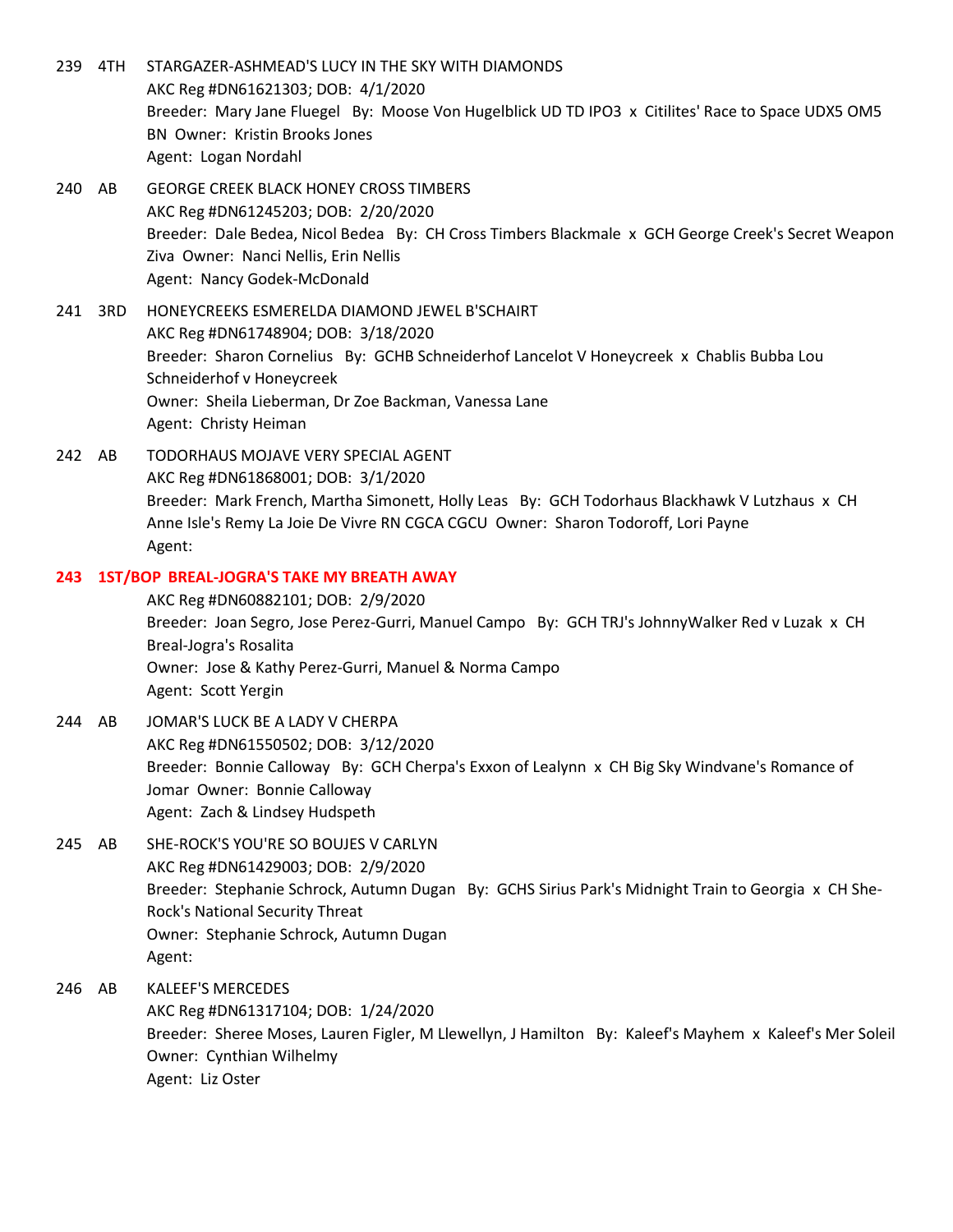239 4TH STARGAZER-ASHMEAD'S LUCY IN THE SKY WITH DIAMONDS
AKC Reg #DN61621303; DOB: 4/1/2020
Breeder: Mary Jane Fluegel By: Moose Von Hugelblick UD TD IPO3 x Citilites' Race to Space UDX5 OM5 BN Owner: Kristin Brooks Jones
Agent: Logan Nordahl

240 AB GEORGE CREEK BLACK HONEY CROSS TIMBERS
AKC Reg #DN61245203; DOB: 2/20/2020
Breeder: Dale Bedea, Nicol Bedea By: CH Cross Timbers Blackmale x GCH George Creek's Secret Weapon Ziva Owner: Nanci Nellis, Erin Nellis
Agent: Nancy Godek-McDonald

241 3RD HONEYCREEKS ESMERELDA DIAMOND JEWEL B'SCHAIRT
AKC Reg #DN61748904; DOB: 3/18/2020
Breeder: Sharon Cornelius By: GCHB Schneiderhof Lancelot V Honeycreek x Chablis Bubba Lou Schneiderhof v Honeycreek
Owner: Sheila Lieberman, Dr Zoe Backman, Vanessa Lane
Agent: Christy Heiman

242 AB TODORHAUS MOJAVE VERY SPECIAL AGENT
AKC Reg #DN61868001; DOB: 3/1/2020
Breeder: Mark French, Martha Simonett, Holly Leas By: GCH Todorhaus Blackhawk V Lutzhaus x CH Anne Isle's Remy La Joie De Vivre RN CGCA CGCU Owner: Sharon Todoroff, Lori Payne
Agent:

**243 1ST/BOP BREAL-JOGRA'S TAKE MY BREATH AWAY**
AKC Reg #DN60882101; DOB: 2/9/2020
Breeder: Joan Segro, Jose Perez-Gurri, Manuel Campo By: GCH TRJ's JohnnyWalker Red v Luzak x CH Breal-Jogra's Rosalita
Owner: Jose & Kathy Perez-Gurri, Manuel & Norma Campo
Agent: Scott Yergin

244 AB JOMAR'S LUCK BE A LADY V CHERPA
AKC Reg #DN61550502; DOB: 3/12/2020
Breeder: Bonnie Calloway By: GCH Cherpa's Exxon of Lealynn x CH Big Sky Windvane's Romance of Jomar Owner: Bonnie Calloway
Agent: Zach & Lindsey Hudspeth

245 AB SHE-ROCK'S YOU'RE SO BOUJES V CARLYN
AKC Reg #DN61429003; DOB: 2/9/2020
Breeder: Stephanie Schrock, Autumn Dugan By: GCHS Sirius Park's Midnight Train to Georgia x CH She-Rock's National Security Threat
Owner: Stephanie Schrock, Autumn Dugan
Agent:

246 AB KALEEF'S MERCEDES
AKC Reg #DN61317104; DOB: 1/24/2020
Breeder: Sheree Moses, Lauren Figler, M Llewellyn, J Hamilton By: Kaleef's Mayhem x Kaleef's Mer Soleil
Owner: Cynthian Wilhelmy
Agent: Liz Oster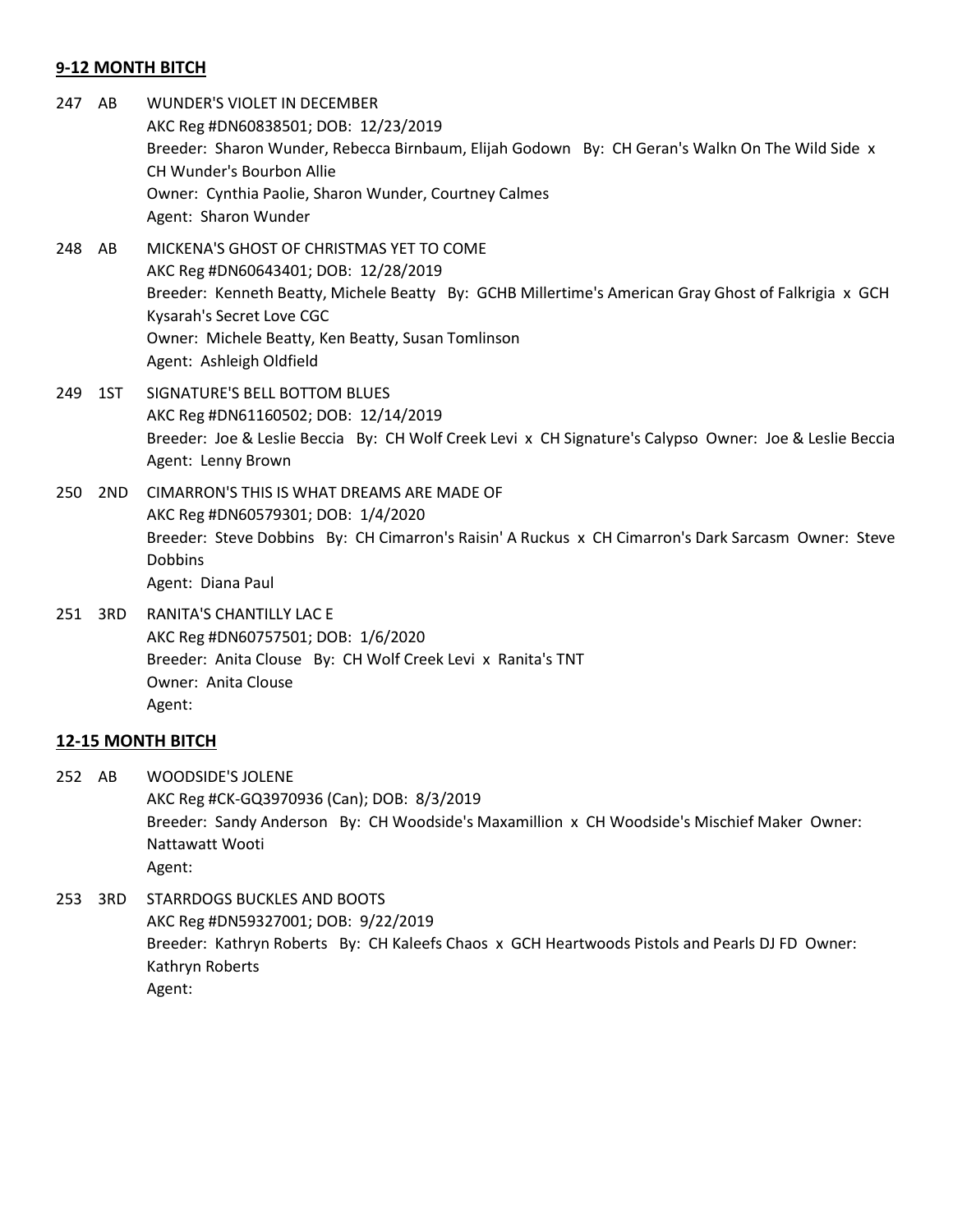## 9-12 MONTH BITCH

247 AB WUNDER'S VIOLET IN DECEMBER
AKC Reg #DN60838501; DOB: 12/23/2019
Breeder: Sharon Wunder, Rebecca Birnbaum, Elijah Godown By: CH Geran's Walkn On The Wild Side x CH Wunder's Bourbon Allie
Owner: Cynthia Paolie, Sharon Wunder, Courtney Calmes
Agent: Sharon Wunder

248 AB MICKENA'S GHOST OF CHRISTMAS YET TO COME
AKC Reg #DN60643401; DOB: 12/28/2019
Breeder: Kenneth Beatty, Michele Beatty By: GCHB Millertime's American Gray Ghost of Falkrigia x GCH Kysarah's Secret Love CGC
Owner: Michele Beatty, Ken Beatty, Susan Tomlinson
Agent: Ashleigh Oldfield

249 1ST SIGNATURE'S BELL BOTTOM BLUES
AKC Reg #DN61160502; DOB: 12/14/2019
Breeder: Joe & Leslie Beccia By: CH Wolf Creek Levi x CH Signature's Calypso Owner: Joe & Leslie Beccia
Agent: Lenny Brown

250 2ND CIMARRON'S THIS IS WHAT DREAMS ARE MADE OF
AKC Reg #DN60579301; DOB: 1/4/2020
Breeder: Steve Dobbins By: CH Cimarron's Raisin' A Ruckus x CH Cimarron's Dark Sarcasm Owner: Steve Dobbins
Agent: Diana Paul

251 3RD RANITA'S CHANTILLY LAC E
AKC Reg #DN60757501; DOB: 1/6/2020
Breeder: Anita Clouse By: CH Wolf Creek Levi x Ranita's TNT
Owner: Anita Clouse
Agent:

## 12-15 MONTH BITCH

252 AB WOODSIDE'S JOLENE
AKC Reg #CK-GQ3970936 (Can); DOB: 8/3/2019
Breeder: Sandy Anderson By: CH Woodside's Maxamillion x CH Woodside's Mischief Maker Owner: Nattawatt Wooti
Agent:

253 3RD STARRDOGS BUCKLES AND BOOTS
AKC Reg #DN59327001; DOB: 9/22/2019
Breeder: Kathryn Roberts By: CH Kaleefs Chaos x GCH Heartwoods Pistols and Pearls DJ FD Owner: Kathryn Roberts
Agent: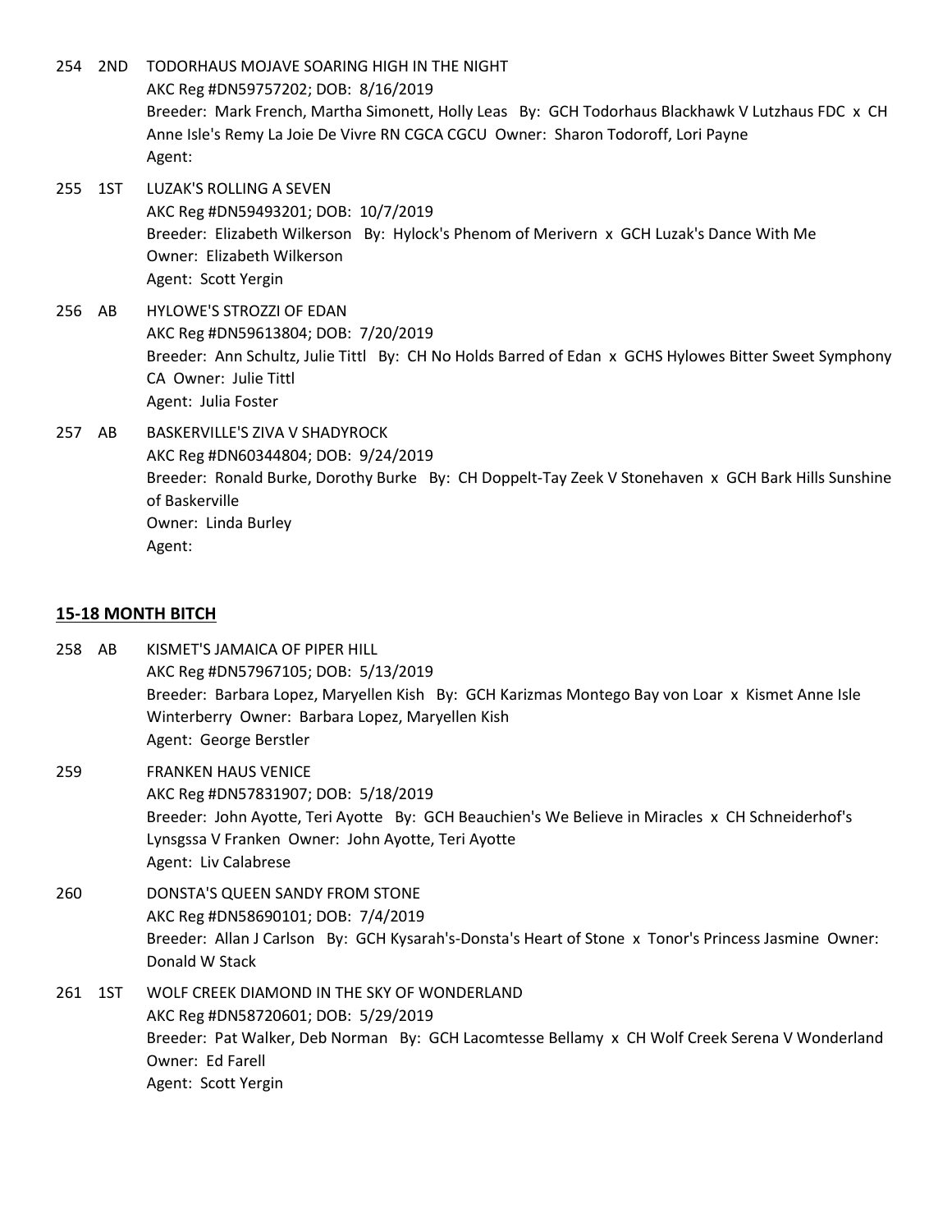254 2ND TODORHAUS MOJAVE SOARING HIGH IN THE NIGHT
AKC Reg #DN59757202; DOB: 8/16/2019
Breeder: Mark French, Martha Simonett, Holly Leas By: GCH Todorhaus Blackhawk V Lutzhaus FDC x CH Anne Isle's Remy La Joie De Vivre RN CGCA CGCU Owner: Sharon Todoroff, Lori Payne
Agent:

255 1ST LUZAK'S ROLLING A SEVEN
AKC Reg #DN59493201; DOB: 10/7/2019
Breeder: Elizabeth Wilkerson By: Hylock's Phenom of Merivern x GCH Luzak's Dance With Me
Owner: Elizabeth Wilkerson
Agent: Scott Yergin

256 AB HYLOWE'S STROZZI OF EDAN
AKC Reg #DN59613804; DOB: 7/20/2019
Breeder: Ann Schultz, Julie Tittl By: CH No Holds Barred of Edan x GCHS Hylowes Bitter Sweet Symphony CA Owner: Julie Tittl
Agent: Julia Foster

257 AB BASKERVILLE'S ZIVA V SHADYROCK
AKC Reg #DN60344804; DOB: 9/24/2019
Breeder: Ronald Burke, Dorothy Burke By: CH Doppelt-Tay Zeek V Stonehaven x GCH Bark Hills Sunshine of Baskerville
Owner: Linda Burley
Agent:

## 15-18 MONTH BITCH

258 AB KISMET'S JAMAICA OF PIPER HILL
AKC Reg #DN57967105; DOB: 5/13/2019
Breeder: Barbara Lopez, Maryellen Kish By: GCH Karizmas Montego Bay von Loar x Kismet Anne Isle Winterberry Owner: Barbara Lopez, Maryellen Kish
Agent: George Berstler

259 FRANKEN HAUS VENICE
AKC Reg #DN57831907; DOB: 5/18/2019
Breeder: John Ayotte, Teri Ayotte By: GCH Beauchien's We Believe in Miracles x CH Schneiderhof's Lynsgssa V Franken Owner: John Ayotte, Teri Ayotte
Agent: Liv Calabrese

260 DONSTA'S QUEEN SANDY FROM STONE
AKC Reg #DN58690101; DOB: 7/4/2019
Breeder: Allan J Carlson By: GCH Kysarah's-Donsta's Heart of Stone x Tonor's Princess Jasmine Owner: Donald W Stack

261 1ST WOLF CREEK DIAMOND IN THE SKY OF WONDERLAND
AKC Reg #DN58720601; DOB: 5/29/2019
Breeder: Pat Walker, Deb Norman By: GCH Lacomtesse Bellamy x CH Wolf Creek Serena V Wonderland
Owner: Ed Farell
Agent: Scott Yergin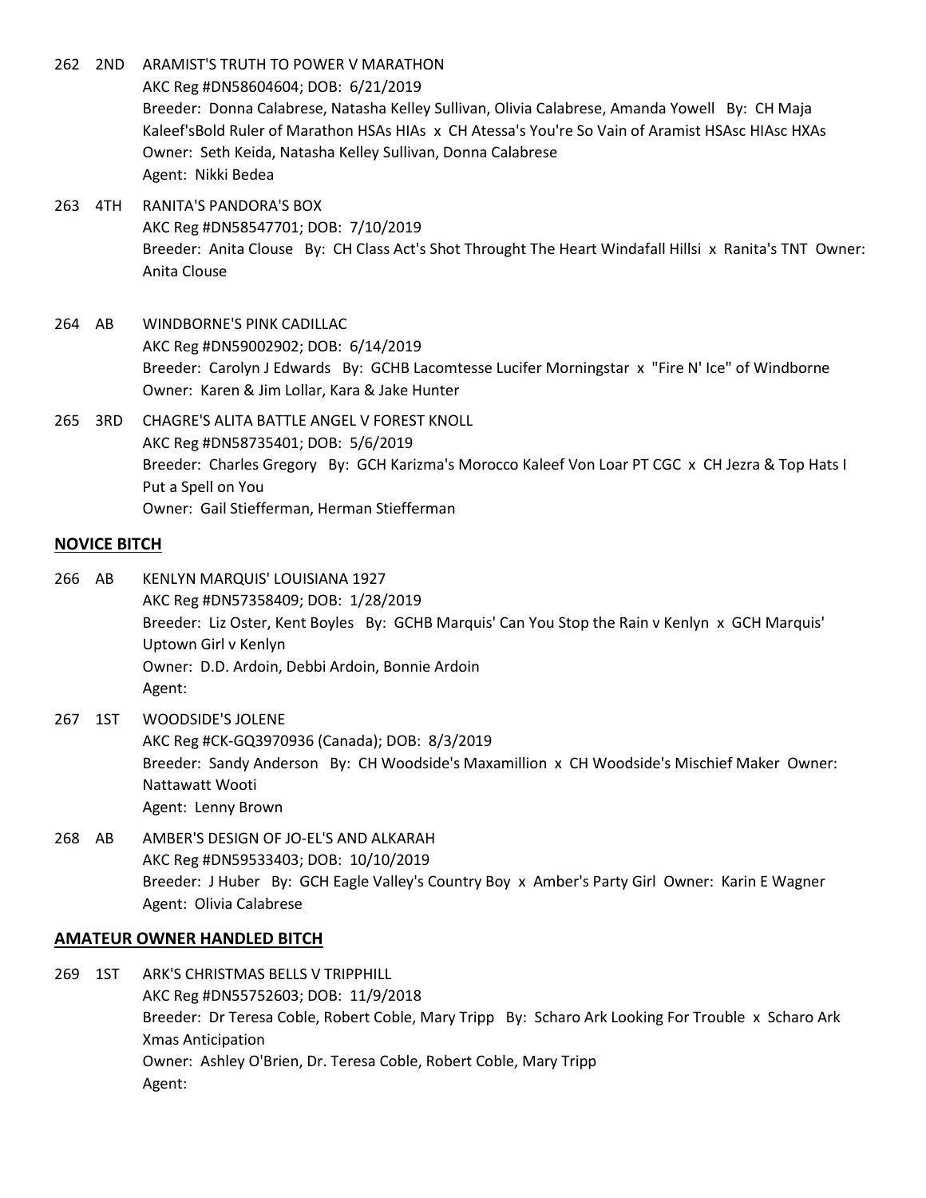262 2ND ARAMIST'S TRUTH TO POWER V MARATHON
AKC Reg #DN58604604; DOB: 6/21/2019
Breeder: Donna Calabrese, Natasha Kelley Sullivan, Olivia Calabrese, Amanda Yowell By: CH Maja Kaleef'sBold Ruler of Marathon HSAs HIAs x CH Atessa's You're So Vain of Aramist HSAsc HIAsc HXAs
Owner: Seth Keida, Natasha Kelley Sullivan, Donna Calabrese
Agent: Nikki Bedea

263 4TH RANITA'S PANDORA'S BOX
AKC Reg #DN58547701; DOB: 7/10/2019
Breeder: Anita Clouse By: CH Class Act's Shot Throught The Heart Windafall Hillsi x Ranita's TNT Owner: Anita Clouse

264 AB WINDBORNE'S PINK CADILLAC
AKC Reg #DN59002902; DOB: 6/14/2019
Breeder: Carolyn J Edwards By: GCHB Lacomtesse Lucifer Morningstar x "Fire N' Ice" of Windborne
Owner: Karen & Jim Lollar, Kara & Jake Hunter

265 3RD CHAGRE'S ALITA BATTLE ANGEL V FOREST KNOLL
AKC Reg #DN58735401; DOB: 5/6/2019
Breeder: Charles Gregory By: GCH Karizma's Morocco Kaleef Von Loar PT CGC x CH Jezra & Top Hats I Put a Spell on You
Owner: Gail Stiefferman, Herman Stiefferman

## NOVICE BITCH

266 AB KENLYN MARQUIS' LOUISIANA 1927
AKC Reg #DN57358409; DOB: 1/28/2019
Breeder: Liz Oster, Kent Boyles By: GCHB Marquis' Can You Stop the Rain v Kenlyn x GCH Marquis' Uptown Girl v Kenlyn
Owner: D.D. Ardoin, Debbi Ardoin, Bonnie Ardoin
Agent:

267 1ST WOODSIDE'S JOLENE
AKC Reg #CK-GQ3970936 (Canada); DOB: 8/3/2019
Breeder: Sandy Anderson By: CH Woodside's Maxamillion x CH Woodside's Mischief Maker Owner: Nattawatt Wooti
Agent: Lenny Brown

268 AB AMBER'S DESIGN OF JO-EL'S AND ALKARAH
AKC Reg #DN59533403; DOB: 10/10/2019
Breeder: J Huber By: GCH Eagle Valley's Country Boy x Amber's Party Girl Owner: Karin E Wagner
Agent: Olivia Calabrese

## AMATEUR OWNER HANDLED BITCH

269 1ST ARK'S CHRISTMAS BELLS V TRIPPHILL
AKC Reg #DN55752603; DOB: 11/9/2018
Breeder: Dr Teresa Coble, Robert Coble, Mary Tripp By: Scharo Ark Looking For Trouble x Scharo Ark Xmas Anticipation
Owner: Ashley O'Brien, Dr. Teresa Coble, Robert Coble, Mary Tripp
Agent: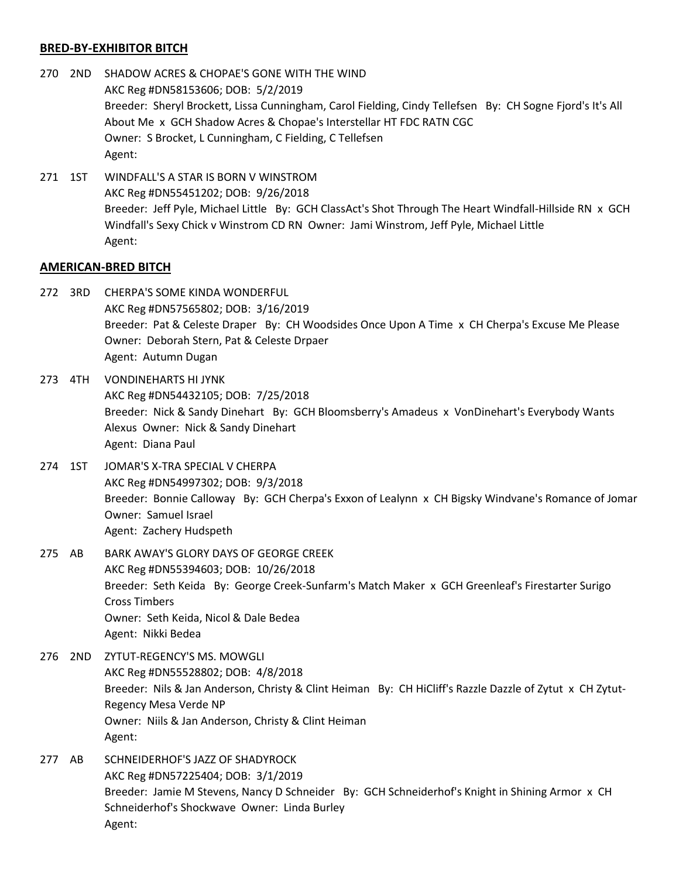## BRED-BY-EXHIBITOR BITCH

270 2ND SHADOW ACRES & CHOPAE'S GONE WITH THE WIND
AKC Reg #DN58153606; DOB: 5/2/2019
Breeder: Sheryl Brockett, Lissa Cunningham, Carol Fielding, Cindy Tellefsen By: CH Sogne Fjord's It's All About Me x GCH Shadow Acres & Chopae's Interstellar HT FDC RATN CGC
Owner: S Brocket, L Cunningham, C Fielding, C Tellefsen
Agent:

271 1ST WINDFALL'S A STAR IS BORN V WINSTROM
AKC Reg #DN55451202; DOB: 9/26/2018
Breeder: Jeff Pyle, Michael Little By: GCH ClassAct's Shot Through The Heart Windfall-Hillside RN x GCH Windfall's Sexy Chick v Winstrom CD RN Owner: Jami Winstrom, Jeff Pyle, Michael Little
Agent:

## AMERICAN-BRED BITCH

272 3RD CHERPA'S SOME KINDA WONDERFUL
AKC Reg #DN57565802; DOB: 3/16/2019
Breeder: Pat & Celeste Draper By: CH Woodsides Once Upon A Time x CH Cherpa's Excuse Me Please
Owner: Deborah Stern, Pat & Celeste Drpaer
Agent: Autumn Dugan

273 4TH VONDINEHARTS HI JYNK
AKC Reg #DN54432105; DOB: 7/25/2018
Breeder: Nick & Sandy Dinehart By: GCH Bloomsberry's Amadeus x VonDinehart's Everybody Wants Alexus Owner: Nick & Sandy Dinehart
Agent: Diana Paul

274 1ST JOMAR'S X-TRA SPECIAL V CHERPA
AKC Reg #DN54997302; DOB: 9/3/2018
Breeder: Bonnie Calloway By: GCH Cherpa's Exxon of Lealynn x CH Bigsky Windvane's Romance of Jomar
Owner: Samuel Israel
Agent: Zachery Hudspeth

275 AB BARK AWAY'S GLORY DAYS OF GEORGE CREEK
AKC Reg #DN55394603; DOB: 10/26/2018
Breeder: Seth Keida By: George Creek-Sunfarm's Match Maker x GCH Greenleaf's Firestarter Surigo Cross Timbers
Owner: Seth Keida, Nicol & Dale Bedea
Agent: Nikki Bedea

276 2ND ZYTUT-REGENCY'S MS. MOWGLI
AKC Reg #DN55528802; DOB: 4/8/2018
Breeder: Nils & Jan Anderson, Christy & Clint Heiman By: CH HiCliff's Razzle Dazzle of Zytut x CH Zytut-Regency Mesa Verde NP
Owner: Niils & Jan Anderson, Christy & Clint Heiman
Agent:

277 AB SCHNEIDERHOF'S JAZZ OF SHADYROCK
AKC Reg #DN57225404; DOB: 3/1/2019
Breeder: Jamie M Stevens, Nancy D Schneider By: GCH Schneiderhof's Knight in Shining Armor x CH Schneiderhof's Shockwave Owner: Linda Burley
Agent: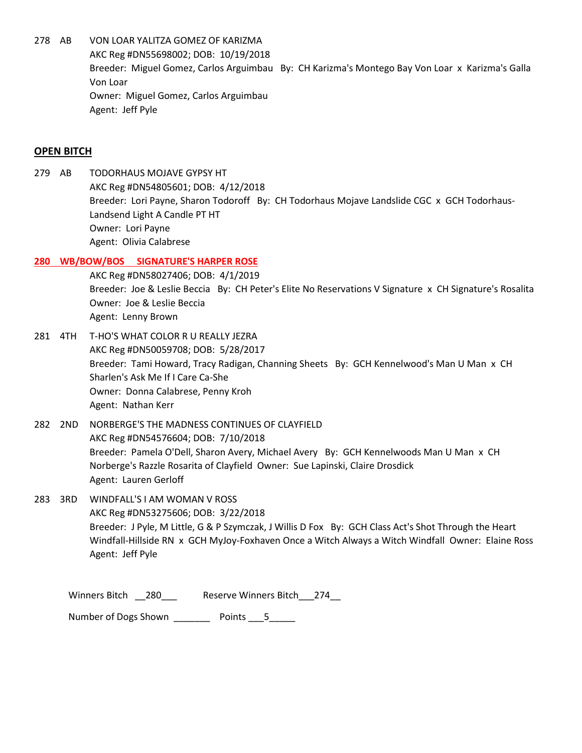278 AB VON LOAR YALITZA GOMEZ OF KARIZMA
AKC Reg #DN55698002; DOB: 10/19/2018
Breeder: Miguel Gomez, Carlos Arguimbau By: CH Karizma's Montego Bay Von Loar x Karizma's Galla Von Loar
Owner: Miguel Gomez, Carlos Arguimbau
Agent: Jeff Pyle

## OPEN BITCH

279 AB TODORHAUS MOJAVE GYPSY HT
AKC Reg #DN54805601; DOB: 4/12/2018
Breeder: Lori Payne, Sharon Todoroff By: CH Todorhaus Mojave Landslide CGC x GCH Todorhaus-Landsend Light A Candle PT HT
Owner: Lori Payne
Agent: Olivia Calabrese

**280 WB/BOW/BOS SIGNATURE'S HARPER ROSE**
AKC Reg #DN58027406; DOB: 4/1/2019
Breeder: Joe & Leslie Beccia By: CH Peter's Elite No Reservations V Signature x CH Signature's Rosalita
Owner: Joe & Leslie Beccia
Agent: Lenny Brown

281 4TH T-HO'S WHAT COLOR R U REALLY JEZRA
AKC Reg #DN50059708; DOB: 5/28/2017
Breeder: Tami Howard, Tracy Radigan, Channing Sheets By: GCH Kennelwood's Man U Man x CH Sharlen's Ask Me If I Care Ca-She
Owner: Donna Calabrese, Penny Kroh
Agent: Nathan Kerr

282 2ND NORBERGE'S THE MADNESS CONTINUES OF CLAYFIELD
AKC Reg #DN54576604; DOB: 7/10/2018
Breeder: Pamela O'Dell, Sharon Avery, Michael Avery By: GCH Kennelwoods Man U Man x CH Norberge's Razzle Rosarita of Clayfield Owner: Sue Lapinski, Claire Drosdick
Agent: Lauren Gerloff

283 3RD WINDFALL'S I AM WOMAN V ROSS
AKC Reg #DN53275606; DOB: 3/22/2018
Breeder: J Pyle, M Little, G & P Szymczak, J Willis D Fox By: GCH Class Act's Shot Through the Heart Windfall-Hillside RN x GCH MyJoy-Foxhaven Once a Witch Always a Witch Windfall Owner: Elaine Ross
Agent: Jeff Pyle

Winners Bitch __280___ Reserve Winners Bitch___274__

Number of Dogs Shown _______ Points ___5_____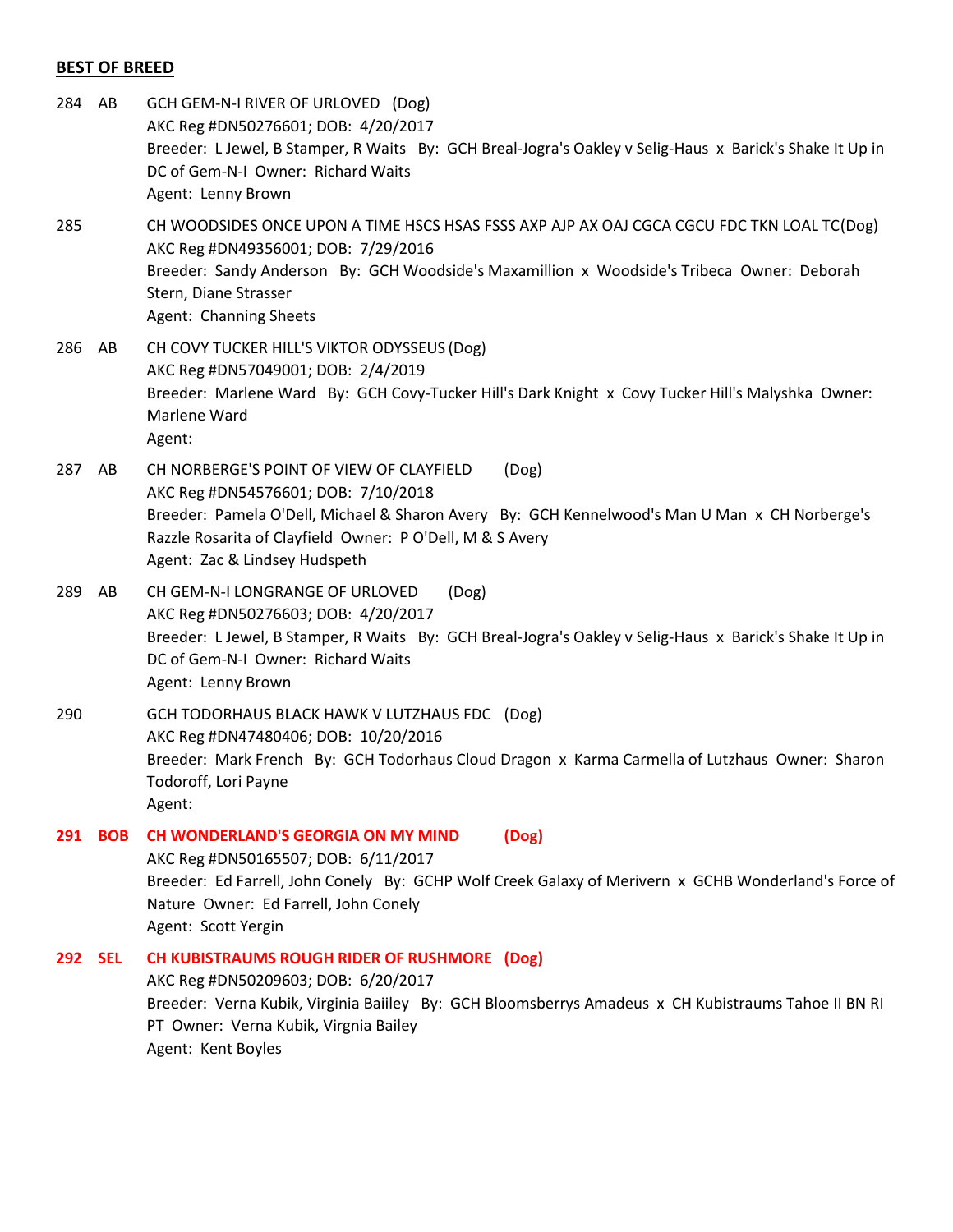**BEST OF BREED**

284 AB GCH GEM-N-I RIVER OF URLOVED (Dog)
AKC Reg #DN50276601; DOB: 4/20/2017
Breeder: L Jewel, B Stamper, R Waits By: GCH Breal-Jogra's Oakley v Selig-Haus x Barick's Shake It Up in DC of Gem-N-I Owner: Richard Waits
Agent: Lenny Brown

285 CH WOODSIDES ONCE UPON A TIME HSCS HSAS FSSS AXP AJP AX OAJ CGCA CGCU FDC TKN LOAL TC(Dog)
AKC Reg #DN49356001; DOB: 7/29/2016
Breeder: Sandy Anderson By: GCH Woodside's Maxamillion x Woodside's Tribeca Owner: Deborah Stern, Diane Strasser
Agent: Channing Sheets

286 AB CH COVY TUCKER HILL'S VIKTOR ODYSSEUS (Dog)
AKC Reg #DN57049001; DOB: 2/4/2019
Breeder: Marlene Ward By: GCH Covy-Tucker Hill's Dark Knight x Covy Tucker Hill's Malyshka Owner: Marlene Ward
Agent:

287 AB CH NORBERGE'S POINT OF VIEW OF CLAYFIELD (Dog)
AKC Reg #DN54576601; DOB: 7/10/2018
Breeder: Pamela O'Dell, Michael & Sharon Avery By: GCH Kennelwood's Man U Man x CH Norberge's Razzle Rosarita of Clayfield Owner: P O'Dell, M & S Avery
Agent: Zac & Lindsey Hudspeth

289 AB CH GEM-N-I LONGRANGE OF URLOVED (Dog)
AKC Reg #DN50276603; DOB: 4/20/2017
Breeder: L Jewel, B Stamper, R Waits By: GCH Breal-Jogra's Oakley v Selig-Haus x Barick's Shake It Up in DC of Gem-N-I Owner: Richard Waits
Agent: Lenny Brown

290 GCH TODORHAUS BLACK HAWK V LUTZHAUS FDC (Dog)
AKC Reg #DN47480406; DOB: 10/20/2016
Breeder: Mark French By: GCH Todorhaus Cloud Dragon x Karma Carmella of Lutzhaus Owner: Sharon Todoroff, Lori Payne
Agent:

**291 BOB CH WONDERLAND'S GEORGIA ON MY MIND (Dog)**
AKC Reg #DN50165507; DOB: 6/11/2017
Breeder: Ed Farrell, John Conely By: GCHP Wolf Creek Galaxy of Merivern x GCHB Wonderland's Force of Nature Owner: Ed Farrell, John Conely
Agent: Scott Yergin

**292 SEL CH KUBISTRAUMS ROUGH RIDER OF RUSHMORE (Dog)**
AKC Reg #DN50209603; DOB: 6/20/2017
Breeder: Verna Kubik, Virginia Baiiley By: GCH Bloomsberrys Amadeus x CH Kubistraums Tahoe II BN RI PT Owner: Verna Kubik, Virgnia Bailey
Agent: Kent Boyles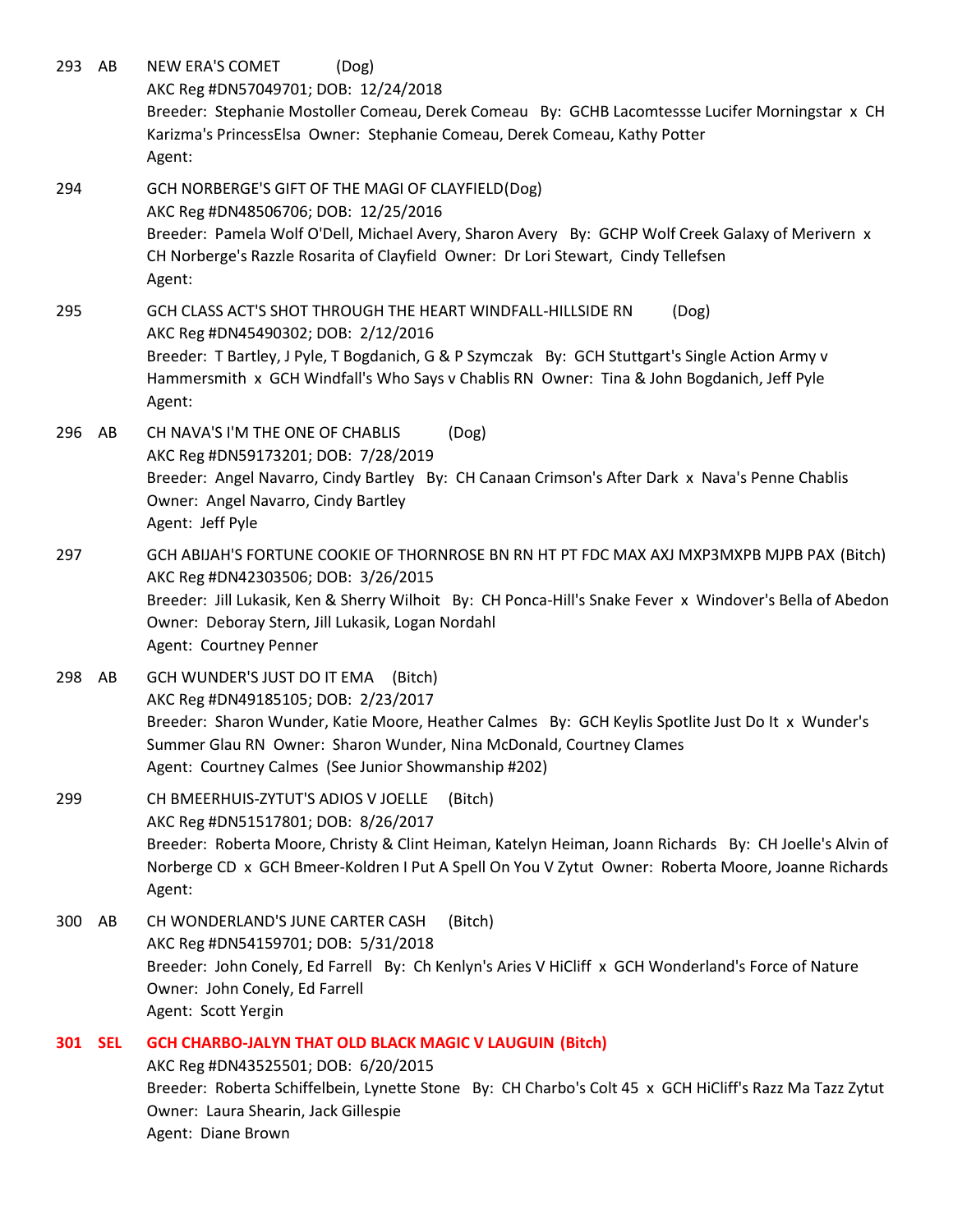293 AB NEW ERA'S COMET (Dog)
AKC Reg #DN57049701; DOB: 12/24/2018
Breeder: Stephanie Mostoller Comeau, Derek Comeau By: GCHB Lacomtessse Lucifer Morningstar x CH Karizma's PrincessElsa Owner: Stephanie Comeau, Derek Comeau, Kathy Potter
Agent:

294 GCH NORBERGE'S GIFT OF THE MAGI OF CLAYFIELD(Dog)
AKC Reg #DN48506706; DOB: 12/25/2016
Breeder: Pamela Wolf O'Dell, Michael Avery, Sharon Avery By: GCHP Wolf Creek Galaxy of Merivern x CH Norberge's Razzle Rosarita of Clayfield Owner: Dr Lori Stewart, Cindy Tellefsen
Agent:

295 GCH CLASS ACT'S SHOT THROUGH THE HEART WINDFALL-HILLSIDE RN (Dog)
AKC Reg #DN45490302; DOB: 2/12/2016
Breeder: T Bartley, J Pyle, T Bogdanich, G & P Szymczak By: GCH Stuttgart's Single Action Army v Hammersmith x GCH Windfall's Who Says v Chablis RN Owner: Tina & John Bogdanich, Jeff Pyle
Agent:

296 AB CH NAVA'S I'M THE ONE OF CHABLIS (Dog)
AKC Reg #DN59173201; DOB: 7/28/2019
Breeder: Angel Navarro, Cindy Bartley By: CH Canaan Crimson's After Dark x Nava's Penne Chablis
Owner: Angel Navarro, Cindy Bartley
Agent: Jeff Pyle

297 GCH ABIJAH'S FORTUNE COOKIE OF THORNROSE BN RN HT PT FDC MAX AXJ MXP3MXPB MJPB PAX (Bitch)
AKC Reg #DN42303506; DOB: 3/26/2015
Breeder: Jill Lukasik, Ken & Sherry Wilhoit By: CH Ponca-Hill's Snake Fever x Windover's Bella of Abedon
Owner: Deboray Stern, Jill Lukasik, Logan Nordahl
Agent: Courtney Penner

298 AB GCH WUNDER'S JUST DO IT EMA (Bitch)
AKC Reg #DN49185105; DOB: 2/23/2017
Breeder: Sharon Wunder, Katie Moore, Heather Calmes By: GCH Keylis Spotlite Just Do It x Wunder's Summer Glau RN Owner: Sharon Wunder, Nina McDonald, Courtney Clames
Agent: Courtney Calmes (See Junior Showmanship #202)

299 CH BMEERHUIS-ZYTUT'S ADIOS V JOELLE (Bitch)
AKC Reg #DN51517801; DOB: 8/26/2017
Breeder: Roberta Moore, Christy & Clint Heiman, Katelyn Heiman, Joann Richards By: CH Joelle's Alvin of Norberge CD x GCH Bmeer-Koldren I Put A Spell On You V Zytut Owner: Roberta Moore, Joanne Richards
Agent:

300 AB CH WONDERLAND'S JUNE CARTER CASH (Bitch)
AKC Reg #DN54159701; DOB: 5/31/2018
Breeder: John Conely, Ed Farrell By: Ch Kenlyn's Aries V HiCliff x GCH Wonderland's Force of Nature
Owner: John Conely, Ed Farrell
Agent: Scott Yergin

**301 SEL GCH CHARBO-JALYN THAT OLD BLACK MAGIC V LAUGUIN (Bitch)**
AKC Reg #DN43525501; DOB: 6/20/2015
Breeder: Roberta Schiffelbein, Lynette Stone By: CH Charbo's Colt 45 x GCH HiCliff's Razz Ma Tazz Zytut
Owner: Laura Shearin, Jack Gillespie
Agent: Diane Brown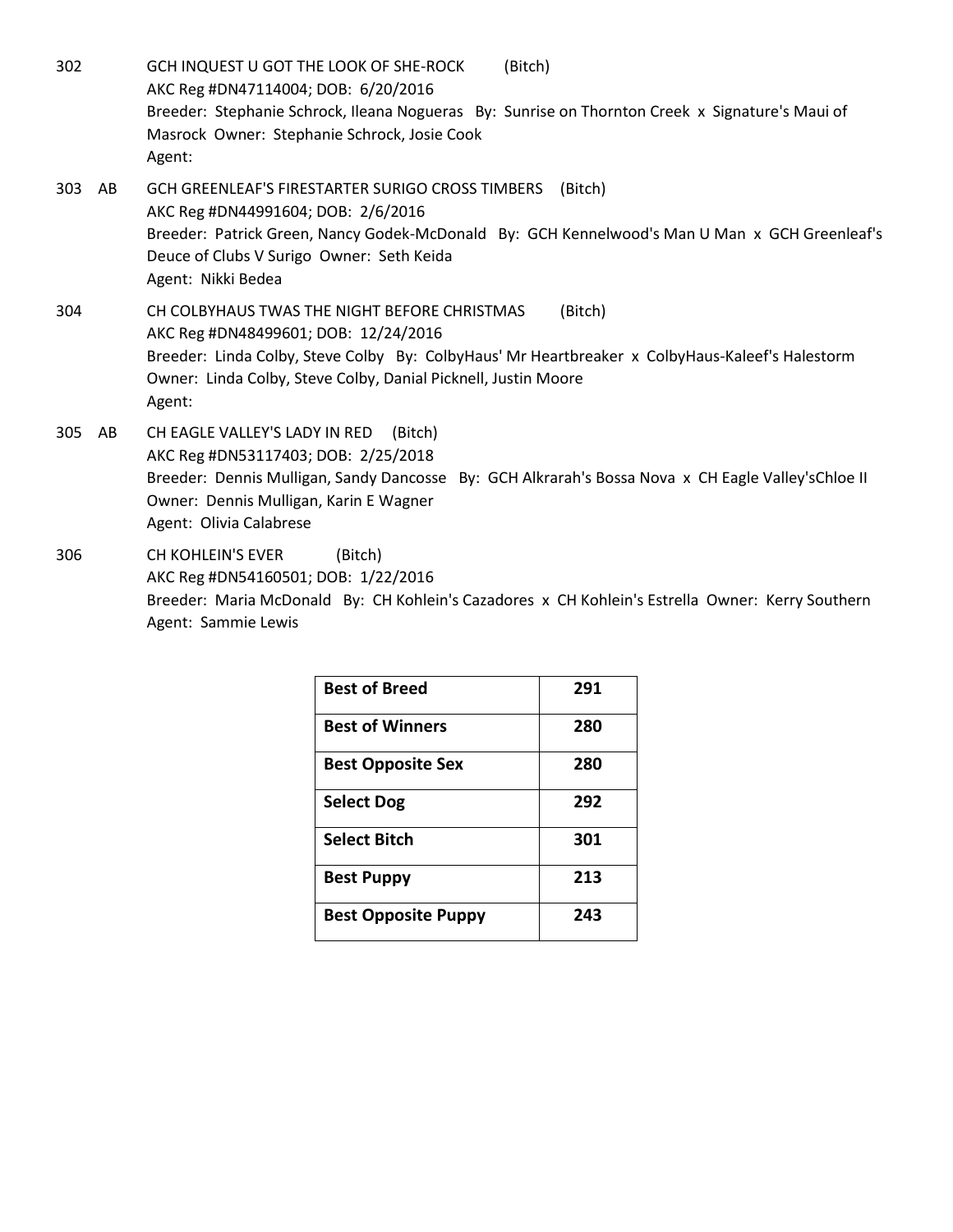302 GCH INQUEST U GOT THE LOOK OF SHE-ROCK (Bitch)
AKC Reg #DN47114004; DOB: 6/20/2016
Breeder: Stephanie Schrock, Ileana Nogueras By: Sunrise on Thornton Creek x Signature's Maui of Masrock Owner: Stephanie Schrock, Josie Cook
Agent:

303 AB GCH GREENLEAF'S FIRESTARTER SURIGO CROSS TIMBERS (Bitch)
AKC Reg #DN44991604; DOB: 2/6/2016
Breeder: Patrick Green, Nancy Godek-McDonald By: GCH Kennelwood's Man U Man x GCH Greenleaf's Deuce of Clubs V Surigo Owner: Seth Keida
Agent: Nikki Bedea

304 CH COLBYHAUS TWAS THE NIGHT BEFORE CHRISTMAS (Bitch)
AKC Reg #DN48499601; DOB: 12/24/2016
Breeder: Linda Colby, Steve Colby By: ColbyHaus' Mr Heartbreaker x ColbyHaus-Kaleef's Halestorm
Owner: Linda Colby, Steve Colby, Danial Picknell, Justin Moore
Agent:

305 AB CH EAGLE VALLEY'S LADY IN RED (Bitch)
AKC Reg #DN53117403; DOB: 2/25/2018
Breeder: Dennis Mulligan, Sandy Dancosse By: GCH Alkrarah's Bossa Nova x CH Eagle Valley'sChloe II
Owner: Dennis Mulligan, Karin E Wagner
Agent: Olivia Calabrese

306 CH KOHLEIN'S EVER (Bitch)
AKC Reg #DN54160501; DOB: 1/22/2016
Breeder: Maria McDonald By: CH Kohlein's Cazadores x CH Kohlein's Estrella Owner: Kerry Southern
Agent: Sammie Lewis

| | |
|---|---|
| **Best of Breed** | **291** |
| **Best of Winners** | **280** |
| **Best Opposite Sex** | **280** |
| **Select Dog** | **292** |
| **Select Bitch** | **301** |
| **Best Puppy** | **213** |
| **Best Opposite Puppy** | **243** |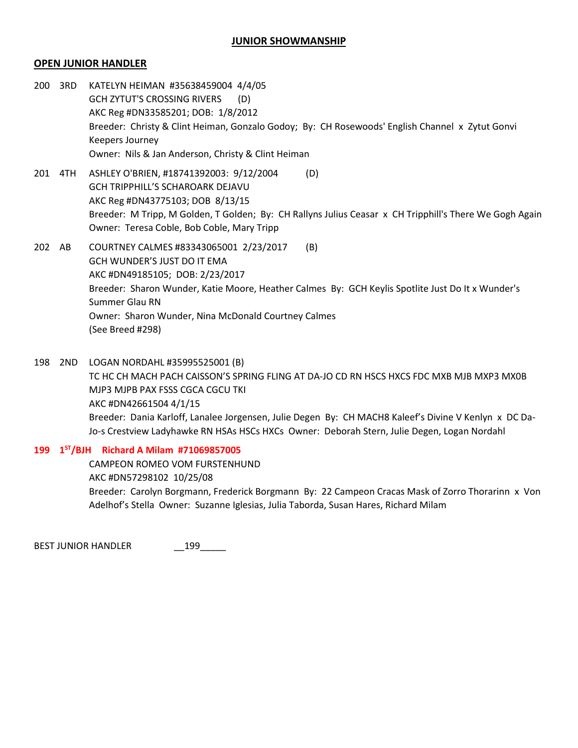# JUNIOR SHOWMANSHIP

## OPEN JUNIOR HANDLER

200 3RD KATELYN HEIMAN #35638459004 4/4/05
GCH ZYTUT'S CROSSING RIVERS (D)
AKC Reg #DN33585201; DOB: 1/8/2012
Breeder: Christy & Clint Heiman, Gonzalo Godoy; By: CH Rosewoods' English Channel x Zytut Gonvi Keepers Journey
Owner: Nils & Jan Anderson, Christy & Clint Heiman

201 4TH ASHLEY O'BRIEN, #18741392003: 9/12/2004 (D)
GCH TRIPPHILL'S SCHAROARK DEJAVU
AKC Reg #DN43775103; DOB 8/13/15
Breeder: M Tripp, M Golden, T Golden; By: CH Rallyns Julius Ceasar x CH Tripphill's There We Gogh Again
Owner: Teresa Coble, Bob Coble, Mary Tripp

202 AB COURTNEY CALMES #83343065001 2/23/2017 (B)
GCH WUNDER'S JUST DO IT EMA
AKC #DN49185105; DOB: 2/23/2017
Breeder: Sharon Wunder, Katie Moore, Heather Calmes By: GCH Keylis Spotlite Just Do It x Wunder's Summer Glau RN
Owner: Sharon Wunder, Nina McDonald Courtney Calmes
(See Breed #298)

198 2ND LOGAN NORDAHL #35995525001 (B)
TC HC CH MACH PACH CAISSON'S SPRING FLING AT DA-JO CD RN HSCS HXCS FDC MXB MJB MXP3 MX0B MJP3 MJPB PAX FSSS CGCA CGCU TKI
AKC #DN42661504 4/1/15
Breeder: Dania Karloff, Lanalee Jorgensen, Julie Degen By: CH MACH8 Kaleef's Divine V Kenlyn x DC Da-Jo-s Crestview Ladyhawke RN HSAs HSCs HXCs Owner: Deborah Stern, Julie Degen, Logan Nordahl

**199 1ST/BJH Richard A Milam #71069857005**
CAMPEON ROMEO VOM FURSTENHUND
AKC #DN57298102 10/25/08
Breeder: Carolyn Borgmann, Frederick Borgmann By: 22 Campeon Cracas Mask of Zorro Thorarinn x Von Adelhof's Stella Owner: Suzanne Iglesias, Julia Taborda, Susan Hares, Richard Milam

BEST JUNIOR HANDLER __199_____